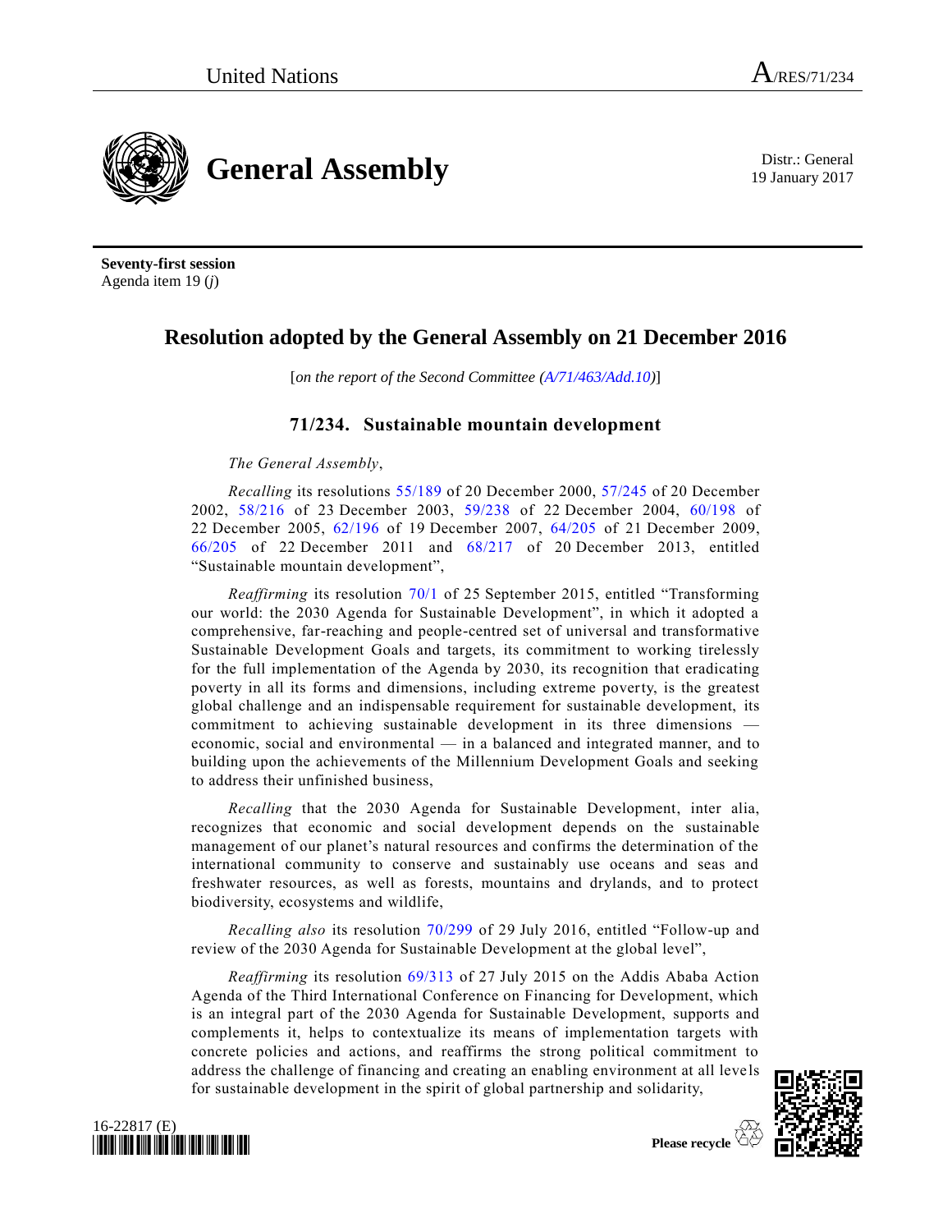United Nations A/RES/71/234

# General Assembly

Distr.: General
19 January 2017

**Seventy-first session**
Agenda item 19 (*j*)

## Resolution adopted by the General Assembly on 21 December 2016

[*on the report of the Second Committee (A/71/463/Add.10)*]

### 71/234. Sustainable mountain development

*The General Assembly*,

*Recalling* its resolutions 55/189 of 20 December 2000, 57/245 of 20 December 2002, 58/216 of 23 December 2003, 59/238 of 22 December 2004, 60/198 of 22 December 2005, 62/196 of 19 December 2007, 64/205 of 21 December 2009, 66/205 of 22 December 2011 and 68/217 of 20 December 2013, entitled "Sustainable mountain development",

*Reaffirming* its resolution 70/1 of 25 September 2015, entitled "Transforming our world: the 2030 Agenda for Sustainable Development", in which it adopted a comprehensive, far-reaching and people-centred set of universal and transformative Sustainable Development Goals and targets, its commitment to working tirelessly for the full implementation of the Agenda by 2030, its recognition that eradicating poverty in all its forms and dimensions, including extreme poverty, is the greatest global challenge and an indispensable requirement for sustainable development, its commitment to achieving sustainable development in its three dimensions — economic, social and environmental — in a balanced and integrated manner, and to building upon the achievements of the Millennium Development Goals and seeking to address their unfinished business,

*Recalling* that the 2030 Agenda for Sustainable Development, inter alia, recognizes that economic and social development depends on the sustainable management of our planet's natural resources and confirms the determination of the international community to conserve and sustainably use oceans and seas and freshwater resources, as well as forests, mountains and drylands, and to protect biodiversity, ecosystems and wildlife,

*Recalling also* its resolution 70/299 of 29 July 2016, entitled "Follow-up and review of the 2030 Agenda for Sustainable Development at the global level",

*Reaffirming* its resolution 69/313 of 27 July 2015 on the Addis Ababa Action Agenda of the Third International Conference on Financing for Development, which is an integral part of the 2030 Agenda for Sustainable Development, supports and complements it, helps to contextualize its means of implementation targets with concrete policies and actions, and reaffirms the strong political commitment to address the challenge of financing and creating an enabling environment at all levels for sustainable development in the spirit of global partnership and solidarity,

16-22817 (E)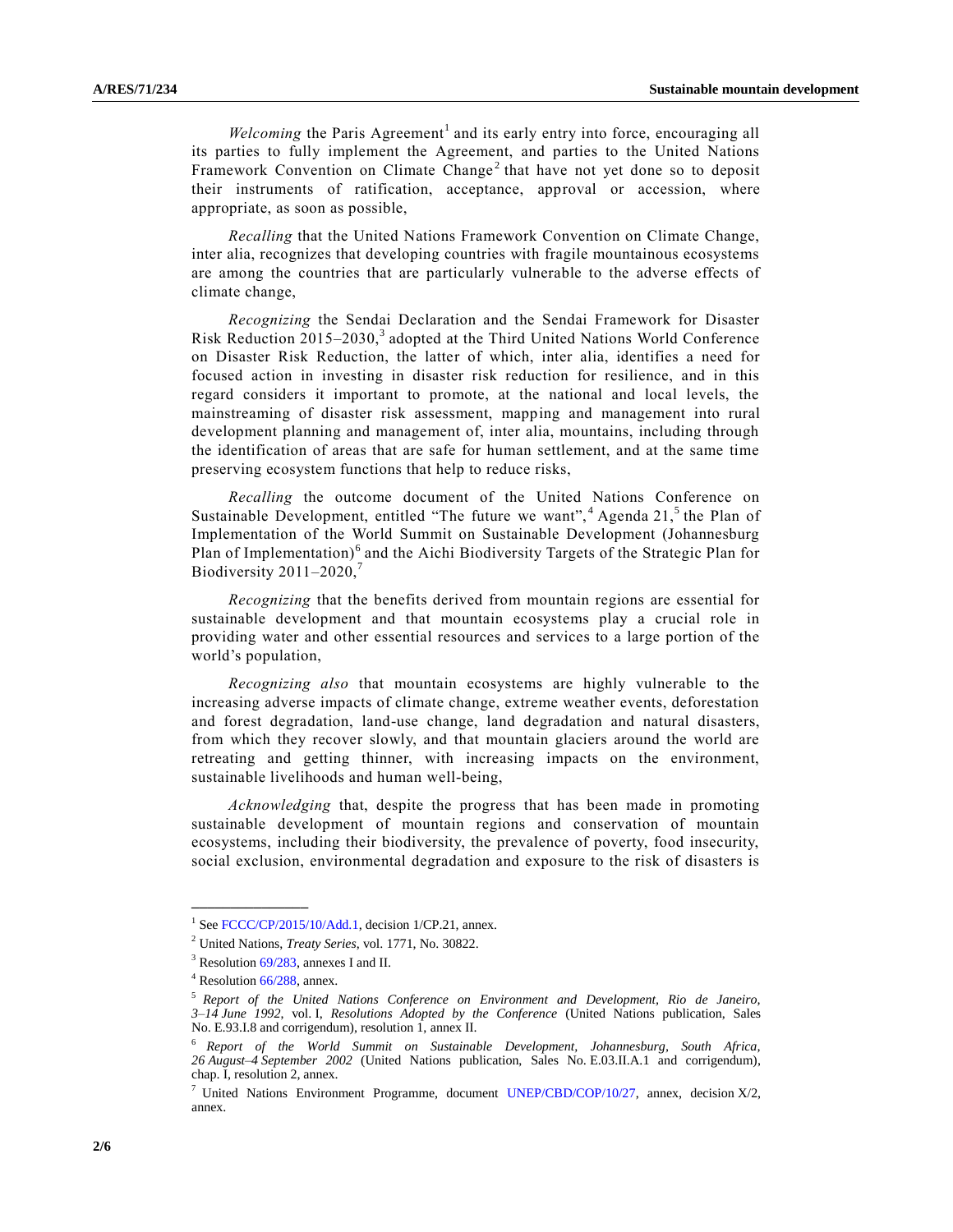*Welcoming* the Paris Agreement[1] and its early entry into force, encouraging all its parties to fully implement the Agreement, and parties to the United Nations Framework Convention on Climate Change[2] that have not yet done so to deposit their instruments of ratification, acceptance, approval or accession, where appropriate, as soon as possible,

*Recalling* that the United Nations Framework Convention on Climate Change, inter alia, recognizes that developing countries with fragile mountainous ecosystems are among the countries that are particularly vulnerable to the adverse effects of climate change,

*Recognizing* the Sendai Declaration and the Sendai Framework for Disaster Risk Reduction 2015–2030,[3] adopted at the Third United Nations World Conference on Disaster Risk Reduction, the latter of which, inter alia, identifies a need for focused action in investing in disaster risk reduction for resilience, and in this regard considers it important to promote, at the national and local levels, the mainstreaming of disaster risk assessment, mapping and management into rural development planning and management of, inter alia, mountains, including through the identification of areas that are safe for human settlement, and at the same time preserving ecosystem functions that help to reduce risks,

*Recalling* the outcome document of the United Nations Conference on Sustainable Development, entitled "The future we want",[4] Agenda 21,[5] the Plan of Implementation of the World Summit on Sustainable Development (Johannesburg Plan of Implementation)[6] and the Aichi Biodiversity Targets of the Strategic Plan for Biodiversity 2011–2020,[7]

*Recognizing* that the benefits derived from mountain regions are essential for sustainable development and that mountain ecosystems play a crucial role in providing water and other essential resources and services to a large portion of the world's population,

*Recognizing also* that mountain ecosystems are highly vulnerable to the increasing adverse impacts of climate change, extreme weather events, deforestation and forest degradation, land-use change, land degradation and natural disasters, from which they recover slowly, and that mountain glaciers around the world are retreating and getting thinner, with increasing impacts on the environment, sustainable livelihoods and human well-being,

*Acknowledging* that, despite the progress that has been made in promoting sustainable development of mountain regions and conservation of mountain ecosystems, including their biodiversity, the prevalence of poverty, food insecurity, social exclusion, environmental degradation and exposure to the risk of disasters is

---

[1] See FCCC/CP/2015/10/Add.1, decision 1/CP.21, annex.

[2] United Nations, *Treaty Series*, vol. 1771, No. 30822.

[3] Resolution 69/283, annexes I and II.

[4] Resolution 66/288, annex.

[5] *Report of the United Nations Conference on Environment and Development, Rio de Janeiro, 3–14 June 1992*, vol. I, *Resolutions Adopted by the Conference* (United Nations publication, Sales No. E.93.I.8 and corrigendum), resolution 1, annex II.

[6] *Report of the World Summit on Sustainable Development, Johannesburg, South Africa, 26 August–4 September 2002* (United Nations publication, Sales No. E.03.II.A.1 and corrigendum), chap. I, resolution 2, annex.

[7] United Nations Environment Programme, document UNEP/CBD/COP/10/27, annex, decision X/2, annex.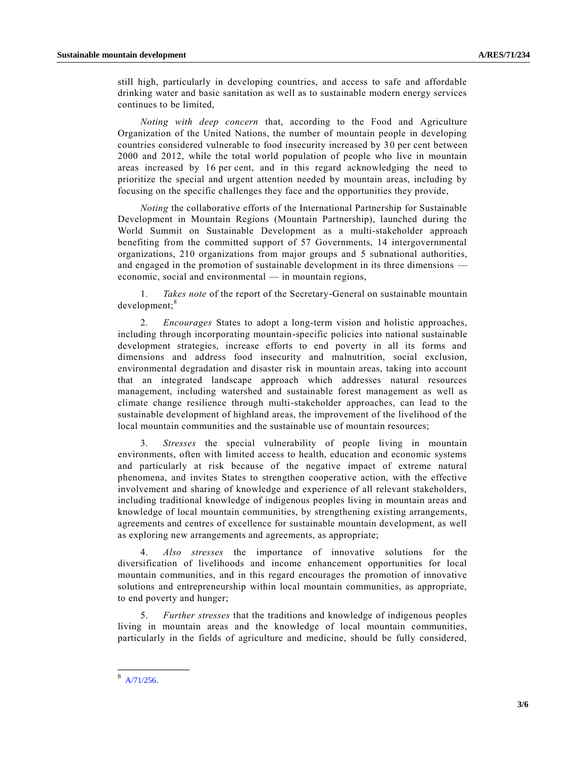still high, particularly in developing countries, and access to safe and affordable drinking water and basic sanitation as well as to sustainable modern energy services continues to be limited,

*Noting with deep concern* that, according to the Food and Agriculture Organization of the United Nations, the number of mountain people in developing countries considered vulnerable to food insecurity increased by 30 per cent between 2000 and 2012, while the total world population of people who live in mountain areas increased by 16 per cent, and in this regard acknowledging the need to prioritize the special and urgent attention needed by mountain areas, including by focusing on the specific challenges they face and the opportunities they provide,

*Noting* the collaborative efforts of the International Partnership for Sustainable Development in Mountain Regions (Mountain Partnership), launched during the World Summit on Sustainable Development as a multi-stakeholder approach benefiting from the committed support of 57 Governments, 14 intergovernmental organizations, 210 organizations from major groups and 5 subnational authorities, and engaged in the promotion of sustainable development in its three dimensions — economic, social and environmental — in mountain regions,

1. *Takes note* of the report of the Secretary-General on sustainable mountain development;[8]

2. *Encourages* States to adopt a long-term vision and holistic approaches, including through incorporating mountain-specific policies into national sustainable development strategies, increase efforts to end poverty in all its forms and dimensions and address food insecurity and malnutrition, social exclusion, environmental degradation and disaster risk in mountain areas, taking into account that an integrated landscape approach which addresses natural resources management, including watershed and sustainable forest management as well as climate change resilience through multi-stakeholder approaches, can lead to the sustainable development of highland areas, the improvement of the livelihood of the local mountain communities and the sustainable use of mountain resources;

3. *Stresses* the special vulnerability of people living in mountain environments, often with limited access to health, education and economic systems and particularly at risk because of the negative impact of extreme natural phenomena, and invites States to strengthen cooperative action, with the effective involvement and sharing of knowledge and experience of all relevant stakeholders, including traditional knowledge of indigenous peoples living in mountain areas and knowledge of local mountain communities, by strengthening existing arrangements, agreements and centres of excellence for sustainable mountain development, as well as exploring new arrangements and agreements, as appropriate;

4. *Also stresses* the importance of innovative solutions for the diversification of livelihoods and income enhancement opportunities for local mountain communities, and in this regard encourages the promotion of innovative solutions and entrepreneurship within local mountain communities, as appropriate, to end poverty and hunger;

5. *Further stresses* that the traditions and knowledge of indigenous peoples living in mountain areas and the knowledge of local mountain communities, particularly in the fields of agriculture and medicine, should be fully considered,

---

[8] A/71/256.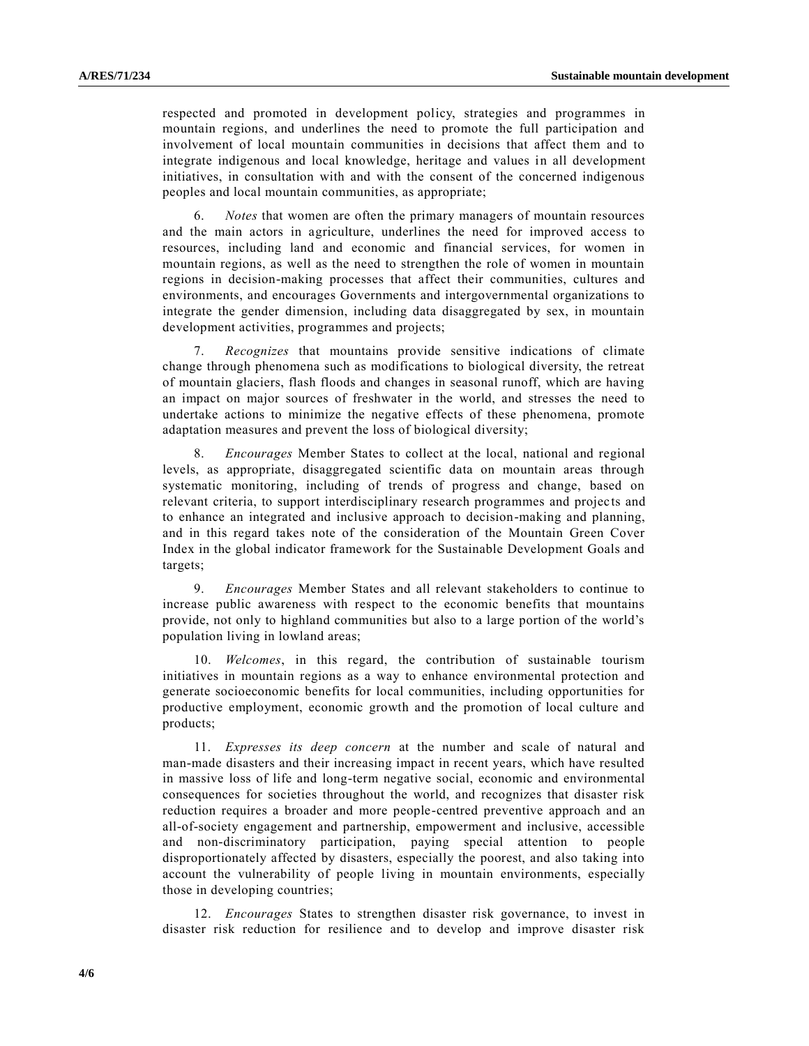respected and promoted in development policy, strategies and programmes in mountain regions, and underlines the need to promote the full participation and involvement of local mountain communities in decisions that affect them and to integrate indigenous and local knowledge, heritage and values in all development initiatives, in consultation with and with the consent of the concerned indigenous peoples and local mountain communities, as appropriate;

6. *Notes* that women are often the primary managers of mountain resources and the main actors in agriculture, underlines the need for improved access to resources, including land and economic and financial services, for women in mountain regions, as well as the need to strengthen the role of women in mountain regions in decision-making processes that affect their communities, cultures and environments, and encourages Governments and intergovernmental organizations to integrate the gender dimension, including data disaggregated by sex, in mountain development activities, programmes and projects;

7. *Recognizes* that mountains provide sensitive indications of climate change through phenomena such as modifications to biological diversity, the retreat of mountain glaciers, flash floods and changes in seasonal runoff, which are having an impact on major sources of freshwater in the world, and stresses the need to undertake actions to minimize the negative effects of these phenomena, promote adaptation measures and prevent the loss of biological diversity;

8. *Encourages* Member States to collect at the local, national and regional levels, as appropriate, disaggregated scientific data on mountain areas through systematic monitoring, including of trends of progress and change, based on relevant criteria, to support interdisciplinary research programmes and projects and to enhance an integrated and inclusive approach to decision-making and planning, and in this regard takes note of the consideration of the Mountain Green Cover Index in the global indicator framework for the Sustainable Development Goals and targets;

9. *Encourages* Member States and all relevant stakeholders to continue to increase public awareness with respect to the economic benefits that mountains provide, not only to highland communities but also to a large portion of the world's population living in lowland areas;

10. *Welcomes*, in this regard, the contribution of sustainable tourism initiatives in mountain regions as a way to enhance environmental protection and generate socioeconomic benefits for local communities, including opportunities for productive employment, economic growth and the promotion of local culture and products;

11. *Expresses its deep concern* at the number and scale of natural and man-made disasters and their increasing impact in recent years, which have resulted in massive loss of life and long-term negative social, economic and environmental consequences for societies throughout the world, and recognizes that disaster risk reduction requires a broader and more people-centred preventive approach and an all-of-society engagement and partnership, empowerment and inclusive, accessible and non-discriminatory participation, paying special attention to people disproportionately affected by disasters, especially the poorest, and also taking into account the vulnerability of people living in mountain environments, especially those in developing countries;

12. *Encourages* States to strengthen disaster risk governance, to invest in disaster risk reduction for resilience and to develop and improve disaster risk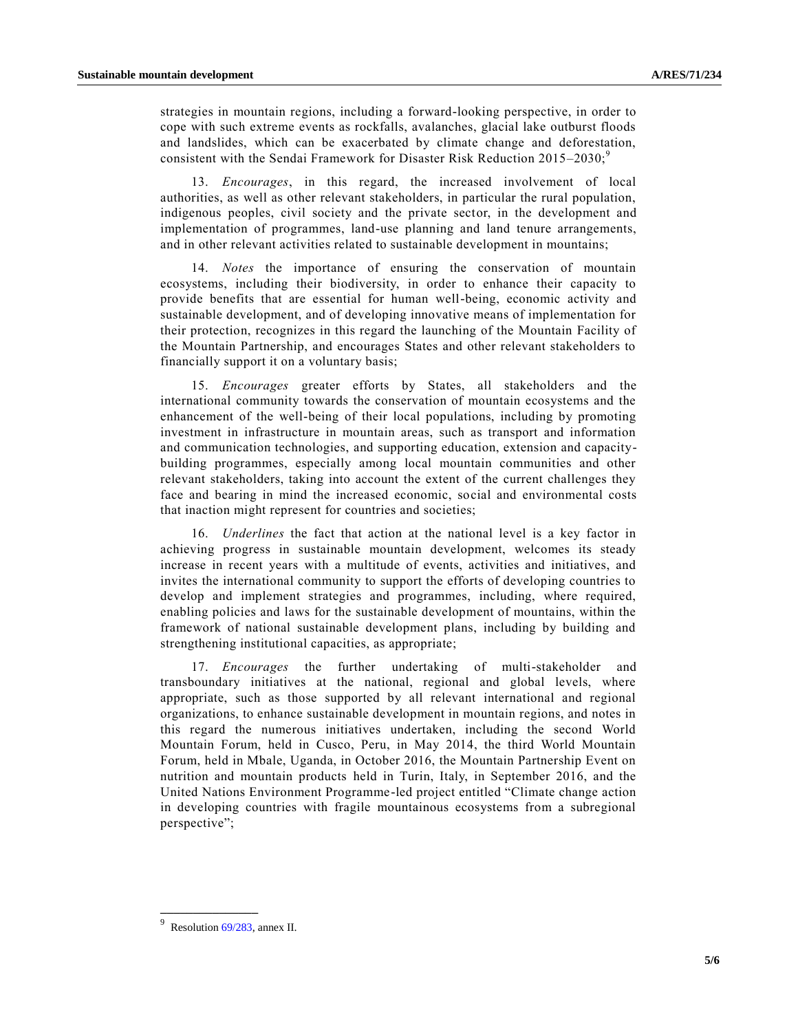strategies in mountain regions, including a forward-looking perspective, in order to cope with such extreme events as rockfalls, avalanches, glacial lake outburst floods and landslides, which can be exacerbated by climate change and deforestation, consistent with the Sendai Framework for Disaster Risk Reduction 2015–2030;[9]

13. *Encourages*, in this regard, the increased involvement of local authorities, as well as other relevant stakeholders, in particular the rural population, indigenous peoples, civil society and the private sector, in the development and implementation of programmes, land-use planning and land tenure arrangements, and in other relevant activities related to sustainable development in mountains;

14. *Notes* the importance of ensuring the conservation of mountain ecosystems, including their biodiversity, in order to enhance their capacity to provide benefits that are essential for human well-being, economic activity and sustainable development, and of developing innovative means of implementation for their protection, recognizes in this regard the launching of the Mountain Facility of the Mountain Partnership, and encourages States and other relevant stakeholders to financially support it on a voluntary basis;

15. *Encourages* greater efforts by States, all stakeholders and the international community towards the conservation of mountain ecosystems and the enhancement of the well-being of their local populations, including by promoting investment in infrastructure in mountain areas, such as transport and information and communication technologies, and supporting education, extension and capacity-building programmes, especially among local mountain communities and other relevant stakeholders, taking into account the extent of the current challenges they face and bearing in mind the increased economic, social and environmental costs that inaction might represent for countries and societies;

16. *Underlines* the fact that action at the national level is a key factor in achieving progress in sustainable mountain development, welcomes its steady increase in recent years with a multitude of events, activities and initiatives, and invites the international community to support the efforts of developing countries to develop and implement strategies and programmes, including, where required, enabling policies and laws for the sustainable development of mountains, within the framework of national sustainable development plans, including by building and strengthening institutional capacities, as appropriate;

17. *Encourages* the further undertaking of multi-stakeholder and transboundary initiatives at the national, regional and global levels, where appropriate, such as those supported by all relevant international and regional organizations, to enhance sustainable development in mountain regions, and notes in this regard the numerous initiatives undertaken, including the second World Mountain Forum, held in Cusco, Peru, in May 2014, the third World Mountain Forum, held in Mbale, Uganda, in October 2016, the Mountain Partnership Event on nutrition and mountain products held in Turin, Italy, in September 2016, and the United Nations Environment Programme-led project entitled "Climate change action in developing countries with fragile mountainous ecosystems from a subregional perspective";

---

[9] Resolution 69/283, annex II.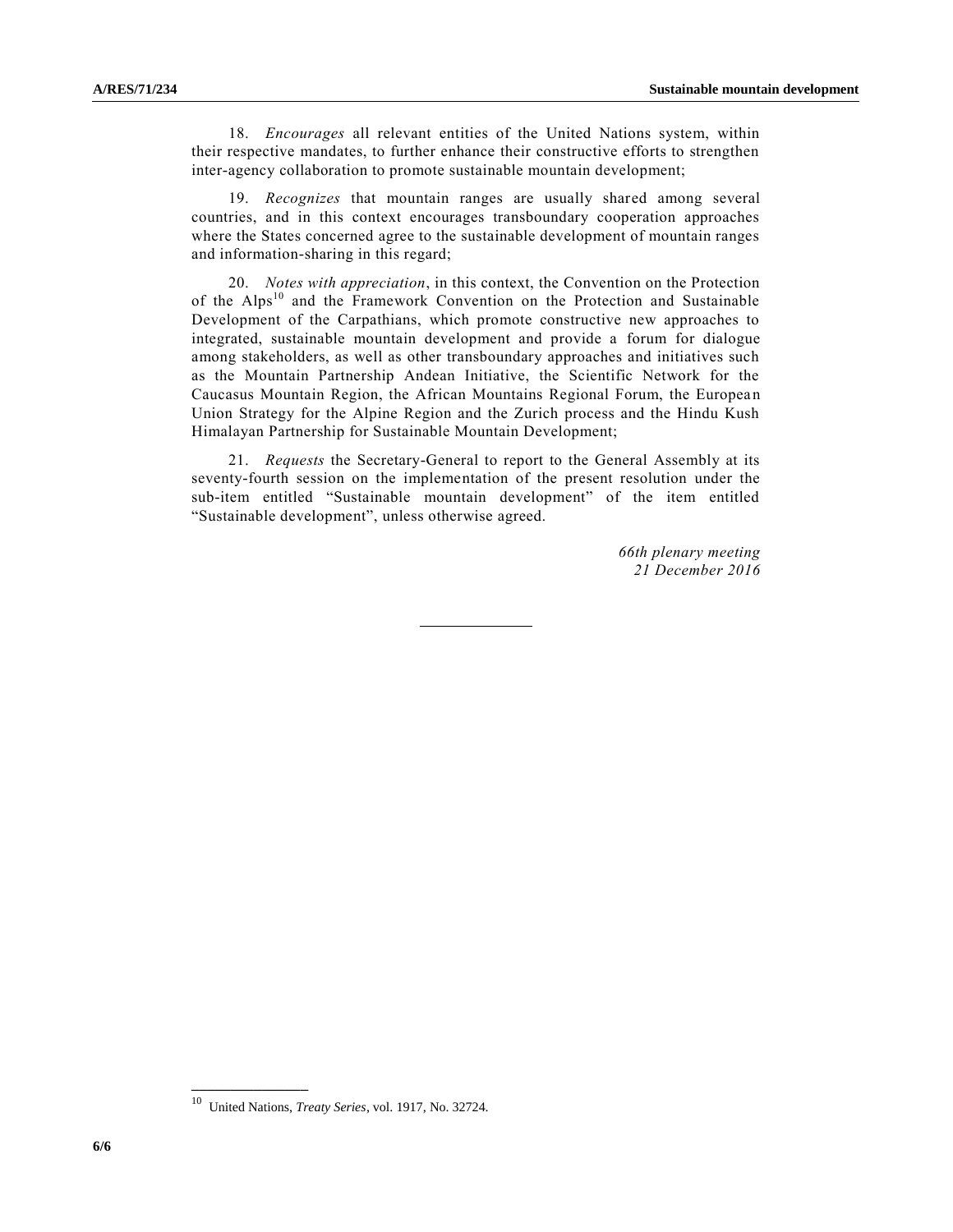18. *Encourages* all relevant entities of the United Nations system, within their respective mandates, to further enhance their constructive efforts to strengthen inter-agency collaboration to promote sustainable mountain development;

19. *Recognizes* that mountain ranges are usually shared among several countries, and in this context encourages transboundary cooperation approaches where the States concerned agree to the sustainable development of mountain ranges and information-sharing in this regard;

20. *Notes with appreciation*, in this context, the Convention on the Protection of the Alps[10] and the Framework Convention on the Protection and Sustainable Development of the Carpathians, which promote constructive new approaches to integrated, sustainable mountain development and provide a forum for dialogue among stakeholders, as well as other transboundary approaches and initiatives such as the Mountain Partnership Andean Initiative, the Scientific Network for the Caucasus Mountain Region, the African Mountains Regional Forum, the European Union Strategy for the Alpine Region and the Zurich process and the Hindu Kush Himalayan Partnership for Sustainable Mountain Development;

21. *Requests* the Secretary-General to report to the General Assembly at its seventy-fourth session on the implementation of the present resolution under the sub-item entitled "Sustainable mountain development" of the item entitled "Sustainable development", unless otherwise agreed.

*66th plenary meeting*
*21 December 2016*

---

[10] United Nations, *Treaty Series*, vol. 1917, No. 32724.